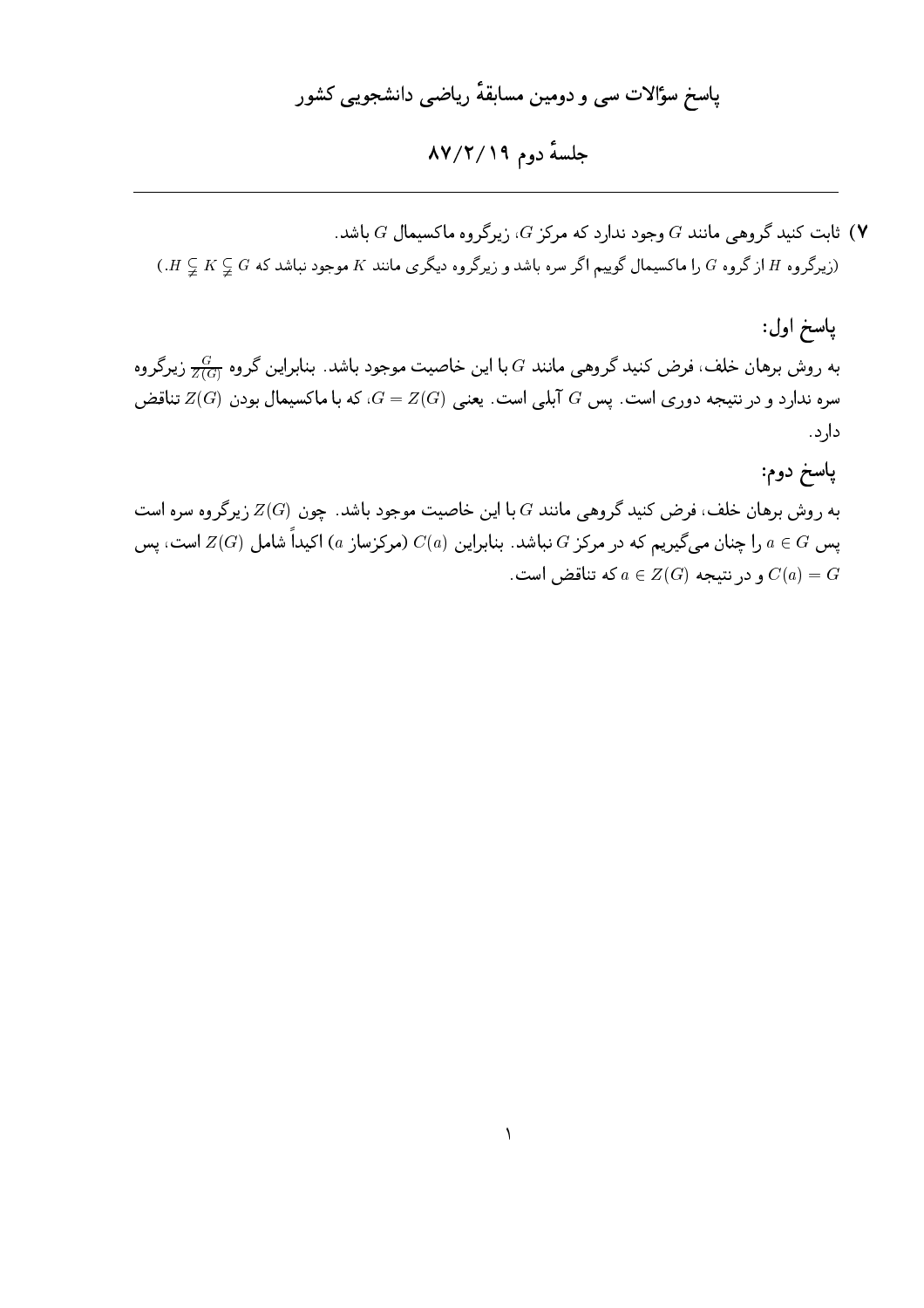# پاسخ سؤالات سی و دومین مسابقهٔ ریاضی دانشجویی کشور

## جلسهٔ دوم ۸۷/۲/۱۹

---

**۷)** ثابت کنید گروهی مانند $G$ وجود ندارد که مرکز $G$، زیرگروه ماکسیمال $G$ باشد.

(زیرگروه $H$ از گروه $G$ را ماکسیمال گوییم اگر سره باشد و زیرگروه دیگری مانند $K$ موجود نباشد که $H \subsetneqq K \subsetneqq G$.)

### پاسخ اول:

به روش برهان خلف، فرض کنید گروهی مانند $G$ با این خاصیت موجود باشد. بنابراین گروه $\frac{G}{Z(G)}$ زیرگروه سره ندارد و در نتیجه دوری است. پس $G$ آبلی است. یعنی $G = Z(G)$، که با ماکسیمال بودن $Z(G)$ تناقض دارد.

### پاسخ دوم:

به روش برهان خلف، فرض کنید گروهی مانند $G$ با این خاصیت موجود باشد. چون $Z(G)$ زیرگروه سره است پس $a \in G$ را چنان می‌گیریم که در مرکز $G$ نباشد. بنابراین $C(a)$ (مرکزساز $a$) اکیداً شامل $Z(G)$ است، پس $C(a) = G$ و در نتیجه $a \in Z(G)$ که تناقض است.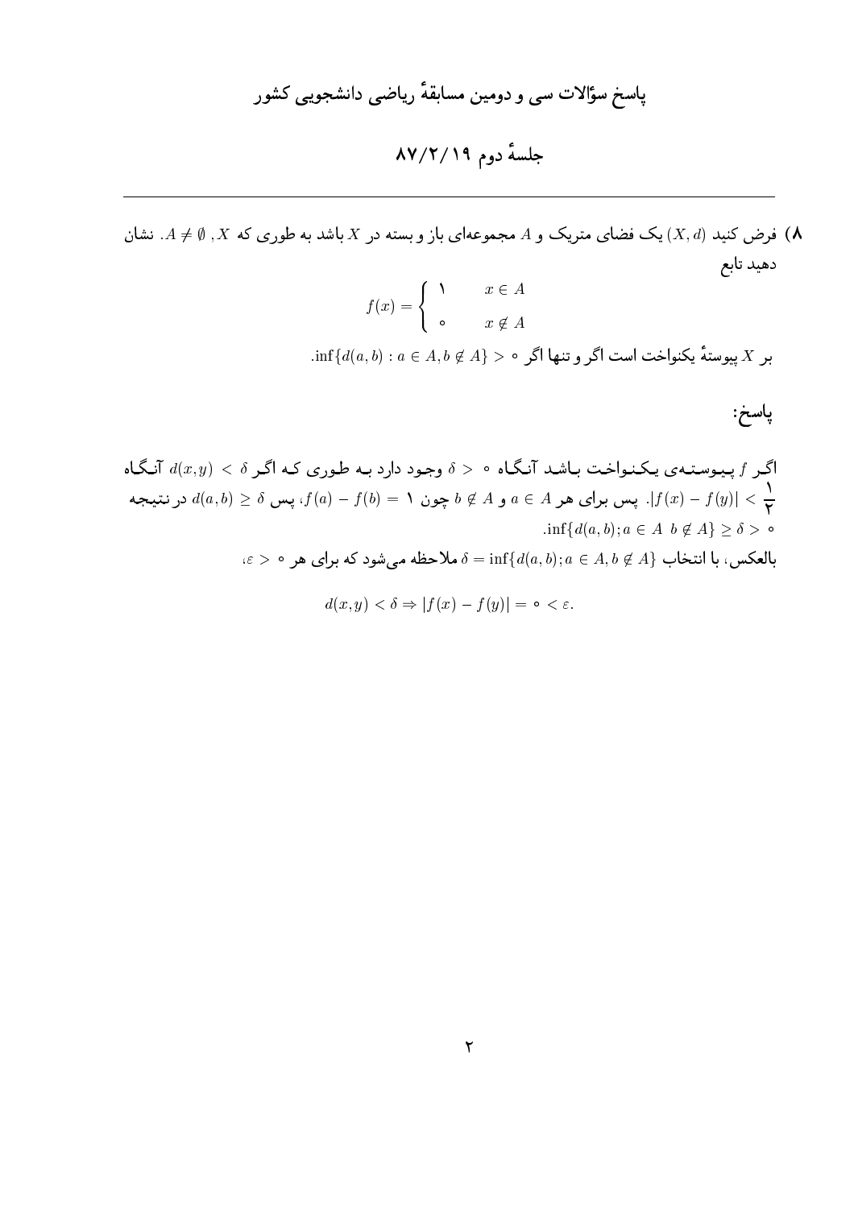# پاسخ سؤالات سی و دومین مسابقهٔ ریاضی دانشجویی کشور

## جلسهٔ دوم ۸۷/۲/۱۹

---

**۸)** فرض کنید $(X,d)$ یک فضای متریک و $A$ مجموعه‌ای باز و بسته در $X$ باشد به طوری که $X$ ، $A \neq \emptyset$. نشان دهید تابع

$$f(x) = \begin{cases} ۱ & x \in A \\ ۰ & x \notin A \end{cases}$$

بر $X$ پیوستهٔ یکنواخت است اگر و تنها اگر $\inf\{d(a,b) : a \in A, b \notin A\} > ۰$.

### پاسخ:

اگر $f$ پیوسته‌ی یکنواخت باشد آنگاه $\delta > ۰$ وجود دارد به طوری که اگر $d(x,y) < \delta$ آنگاه $|f(x) - f(y)| < \frac{۱}{۲}$. پس برای هر $a \in A$ و $b \notin A$ چون $f(a) - f(b) = ۱$، پس $d(a,b) \geq \delta$ در نتیجه $\inf\{d(a,b); a \in A \ \ b \notin A\} \geq \delta > ۰$.

بالعکس، با انتخاب $\delta = \inf\{d(a,b); a \in A, b \notin A\}$ ملاحظه می‌شود که برای هر $\varepsilon > ۰$،

$$d(x,y) < \delta \Rightarrow |f(x) - f(y)| = ۰ < \varepsilon.$$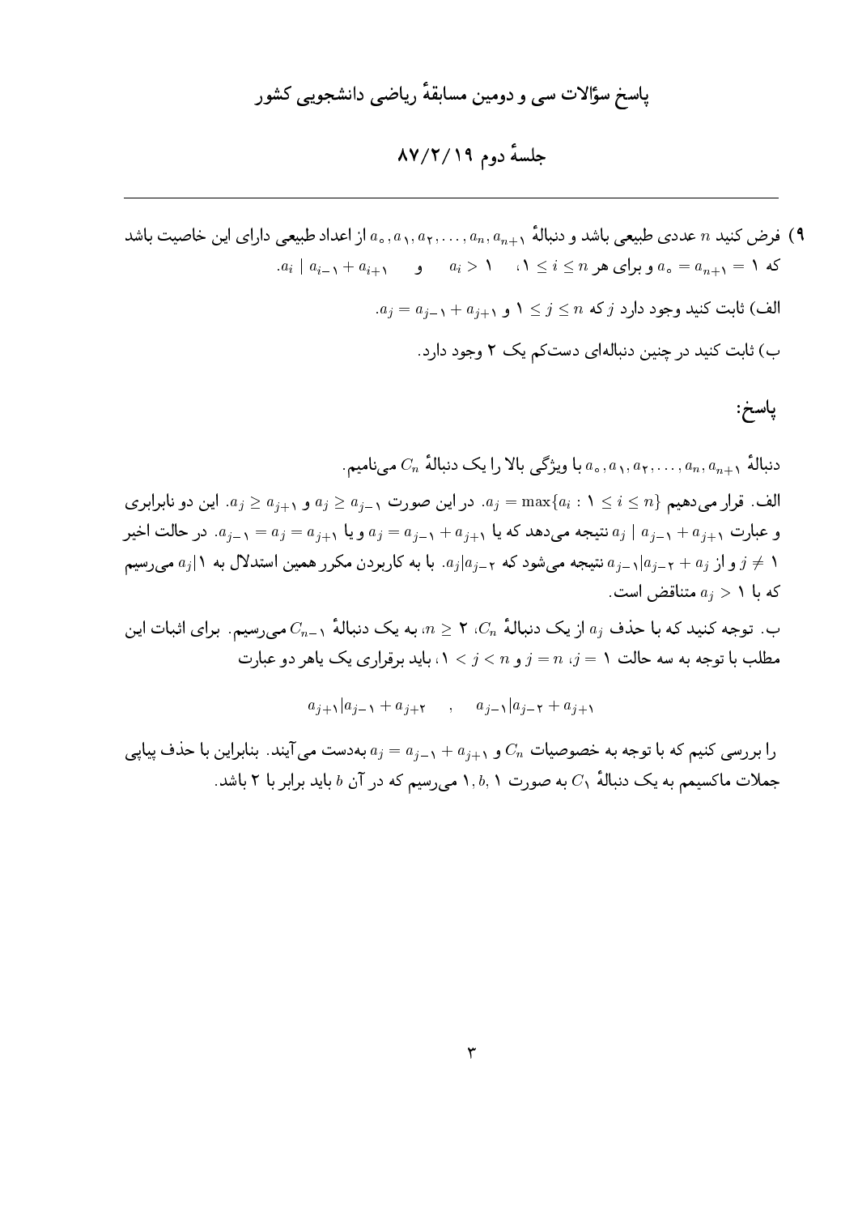# پاسخ سؤالات سی و دومین مسابقهٔ ریاضی دانشجویی کشور

## جلسهٔ دوم ۸۷/۲/۱۹

---

**۹)** فرض کنید $n$ عددی طبیعی باشد و دنبالهٔ $a_0, a_1, a_2, \ldots, a_n, a_{n+1}$ از اعداد طبیعی دارای این خاصیت باشد که $a_0 = a_{n+1} = 1$ و برای هر $1 \leq i \leq n$، $a_i > 1$ و $a_i \mid a_{i-1} + a_{i+1}$.

الف) ثابت کنید وجود دارد $j$ که $1 \leq j \leq n$ و $a_j = a_{j-1} + a_{j+1}$.

ب) ثابت کنید در چنین دنباله‌ای دست‌کم یک ۲ وجود دارد.

### پاسخ:

دنبالهٔ $a_0, a_1, a_2, \ldots, a_n, a_{n+1}$ با ویژگی بالا را یک دنبالهٔ $C_n$ می‌نامیم.

الف. قرار می‌دهیم $a_j = \max\{a_i : 1 \leq i \leq n\}$. در این صورت $a_j \geq a_{j-1}$ و $a_j \geq a_{j+1}$. این دو نابرابری و عبارت $a_j \mid a_{j-1} + a_{j+1}$ نتیجه می‌دهد که یا $a_j = a_{j-1} + a_{j+1}$ و یا $a_{j-1} = a_j = a_{j+1}$. در حالت اخیر $j \neq 1$ و از $a_{j-1} | a_{j-2} + a_j$ نتیجه می‌شود که $a_j | a_{j-2}$. با به کاربردن مکرر همین استدلال به $a_j | 1$ می‌رسیم که با $a_j > 1$ متناقض است.

ب. توجه کنید که با حذف $a_j$ از یک دنبالهٔ $C_n$، $n \geq 2$، به یک دنبالهٔ $C_{n-1}$ می‌رسیم. برای اثبات این مطلب با توجه به سه حالت $j = 1$، $j = n$ و $1 < j < n$، باید برقراری یک یاهر دو عبارت

$$a_{j+1} | a_{j-1} + a_{j+2} \quad , \quad a_{j-1} | a_{j-2} + a_{j+1}$$

را بررسی کنیم که با توجه به خصوصیات $C_n$ و $a_j = a_{j-1} + a_{j+1}$ به‌دست می‌آیند. بنابراین با حذف پیاپی جملات ماکسیمم به یک دنبالهٔ $C_1$ به صورت $1, b, 1$ می‌رسیم که در آن $b$ باید برابر با ۲ باشد.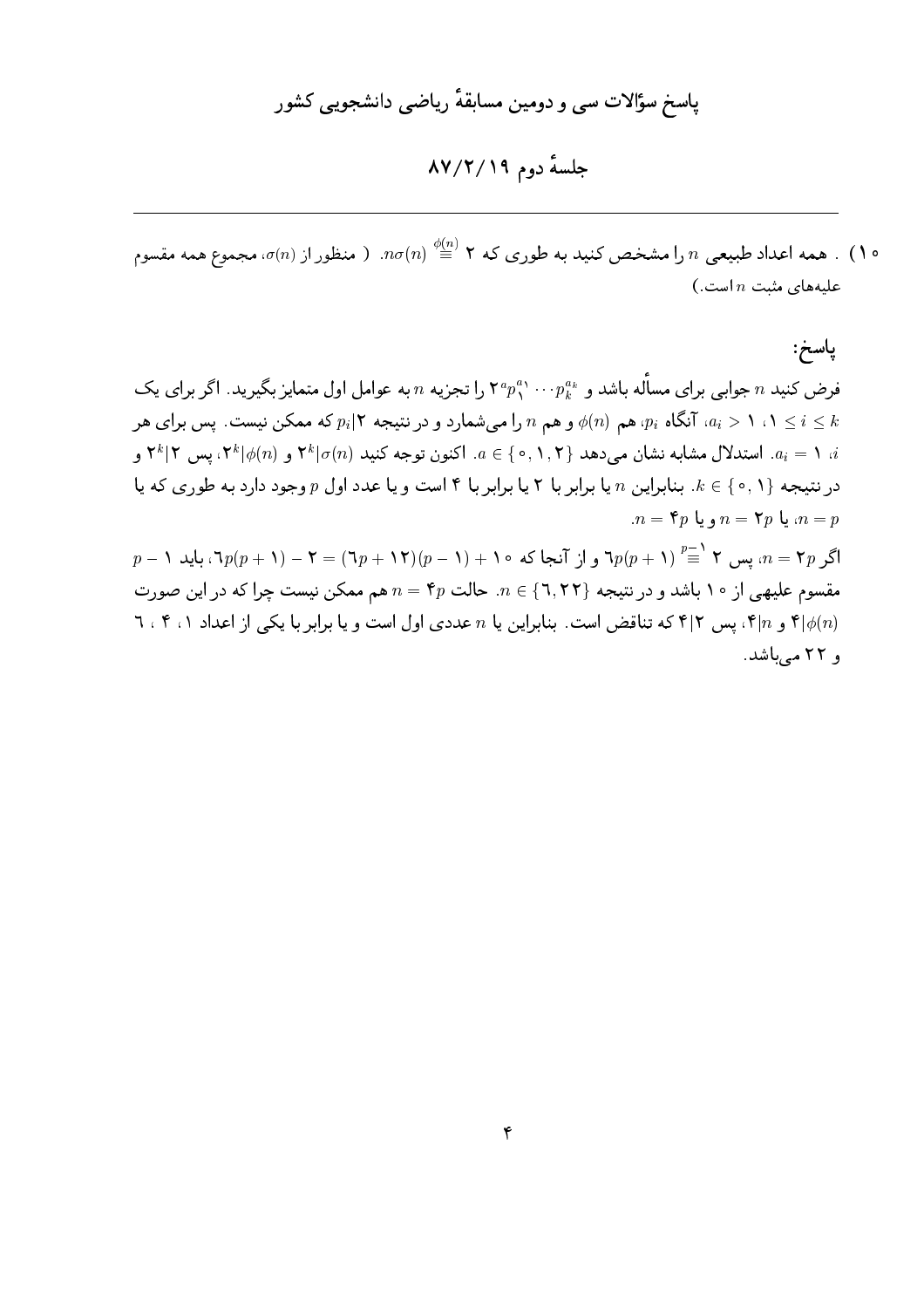# پاسخ سؤالات سی و دومین مسابقهٔ ریاضی دانشجویی کشور

## جلسهٔ دوم ۸۷/۲/۱۹

---

۱۰) . همه اعداد طبیعی $n$ را مشخص کنید به طوری که $n\sigma(n) \overset{\phi(n)}{\equiv} 2$. ( منظور از $\sigma(n)$، مجموع همه مقسوم علیه‌های مثبت $n$ است.)

### پاسخ:

فرض کنید $n$ جوابی برای مسأله باشد و $2^a p_1^{a_1} \cdots p_k^{a_k}$ را تجزیه $n$ به عوامل اول متمایز بگیرید. اگر برای یک $1 \leq i \leq k$، $a_i > 1$، آنگاه $p_i$، هم $\phi(n)$ و هم $n$ را می‌شمارد و در نتیجه $p_i | 2$ که ممکن نیست. پس برای هر $i$، $a_i = 1$. استدلال مشابه نشان می‌دهد $a \in \{0, 1, 2\}$. اکنون توجه کنید $2^k | \sigma(n)$ و $2^k | \phi(n)$، پس $2^k | 2$ و در نتیجه $k \in \{0, 1\}$. بنابراین $n$ یا برابر با ۲ یا برابر با ۴ است و یا عدد اول $p$ وجود دارد به طوری که یا $n = p$، $n = 2p$ و یا $n = 4p$.

اگر $n = 2p$، پس $6p(p+1) \overset{p-1}{\equiv} 2$ و از آنجا که $6p(p+1) - 2 = (6p+12)(p-1) + 10$، باید $p-1$ مقسوم علیهی از ۱۰ باشد و در نتیجه $n \in \{6, 22\}$. حالت $n = 4p$ هم ممکن نیست چرا که در این صورت $4 | \phi(n)$ و $4 | n$، پس $4 | 2$ که تناقض است. بنابراین یا $n$ عددی اول است و یا برابر با یکی از اعداد ۱، ۴ ، ۶ و ۲۲ می‌باشد.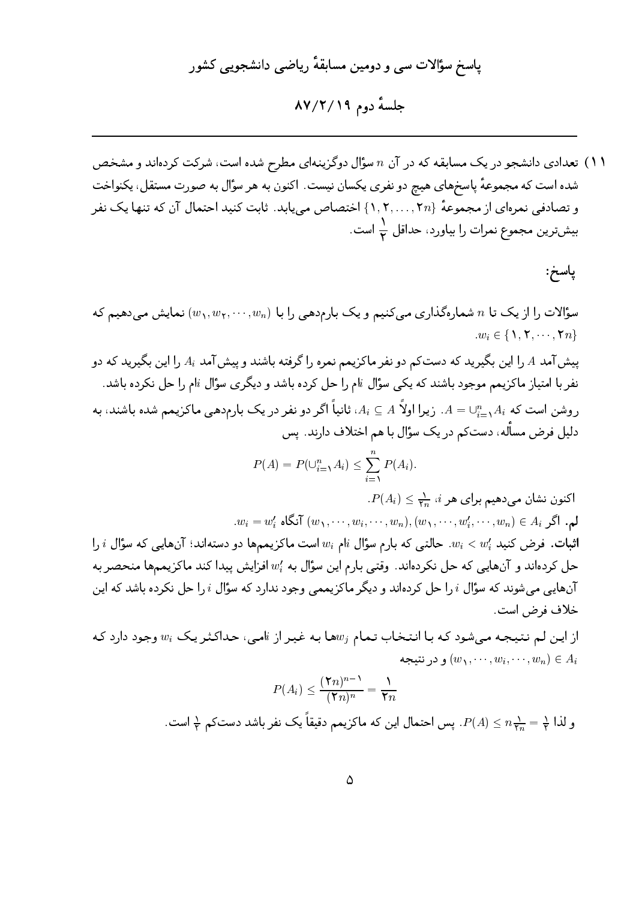# پاسخ سؤالات سی و دومین مسابقهٔ ریاضی دانشجویی کشور

## جلسهٔ دوم ۸۷/۲/۱۹

---

۱۱) تعدادی دانشجو در یک مسابقه که در آن $n$ سؤال دوگزینه‌ای مطرح شده است، شرکت کرده‌اند و مشخص شده است که مجموعهٔ پاسخ‌های هیچ دو نفری یکسان نیست. اکنون به هر سؤال به صورت مستقل، یکنواخت و تصادفی نمره‌ای از مجموعهٔ $\{1, 2, \ldots, 2n\}$ اختصاص می‌یابد. ثابت کنید احتمال آن که تنها یک نفر بیش‌ترین مجموع نمرات را بیاورد، حداقل $\frac{1}{2}$ است.

**پاسخ:**

سؤالات را از یک تا $n$ شماره‌گذاری می‌کنیم و یک بارم‌دهی را با $(w_1, w_2, \cdots, w_n)$ نمایش می‌دهیم که $w_i \in \{1, 2, \cdots, 2n\}$.

پیش‌آمد $A$ را این بگیرید که دست‌کم دو نفر ماکزیمم نمره را گرفته باشند و پیش‌آمد $A_i$ را این بگیرید که دو نفر با امتیاز ماکزیمم موجود باشند که یکی سؤال $i$ام را حل کرده باشد و دیگری سؤال $i$ام را حل نکرده باشد.

روشن است که $A = \cup_{i=1}^{n} A_i$. زیرا اولاً $A_i \subseteq A$، ثانیاً اگر دو نفر در یک بارم‌دهی ماکزیمم شده باشند، به دلیل فرض مسأله، دست‌کم در یک سؤال با هم اختلاف دارند. پس

$$P(A) = P(\cup_{i=1}^{n} A_i) \leq \sum_{i=1}^{n} P(A_i).$$

اکنون نشان می‌دهیم برای هر $i$، $P(A_i) \leq \frac{1}{2n}$.

**لم.** اگر $(w_1, \cdots, w_i, \cdots, w_n), (w_1, \cdots, w'_i, \cdots, w_n) \in A_i$ آنگاه $w_i = w'_i$.

**اثبات.** فرض کنید $w_i < w'_i$. حالتی که بارم سؤال $i$ام $w_i$ است ماکزیمم‌ها دو دسته‌اند؛ آن‌هایی که سؤال $i$ را حل کرده‌اند و آن‌هایی که حل نکرده‌اند. وقتی بارم این سؤال به $w'_i$ افزایش پیدا کند ماکزیمم‌ها منحصر به آن‌هایی می‌شوند که سؤال $i$ را حل کرده‌اند و دیگر ماکزیممی وجود ندارد که سؤال $i$ را حل نکرده باشد که این خلاف فرض است.

از این لم نتیجه می‌شود که با انتخاب تمام $w_j$ها به غیر از $i$امی، حداکثر یک $w_i$ وجود دارد که $(w_1, \cdots, w_i, \cdots, w_n) \in A_i$ و در نتیجه

$$P(A_i) \leq \frac{(2n)^{n-1}}{(2n)^n} = \frac{1}{2n}$$

و لذا $P(A) \leq n\frac{1}{2n} = \frac{1}{2}$. پس احتمال این که ماکزیمم دقیقاً یک نفر باشد دست‌کم $\frac{1}{2}$ است.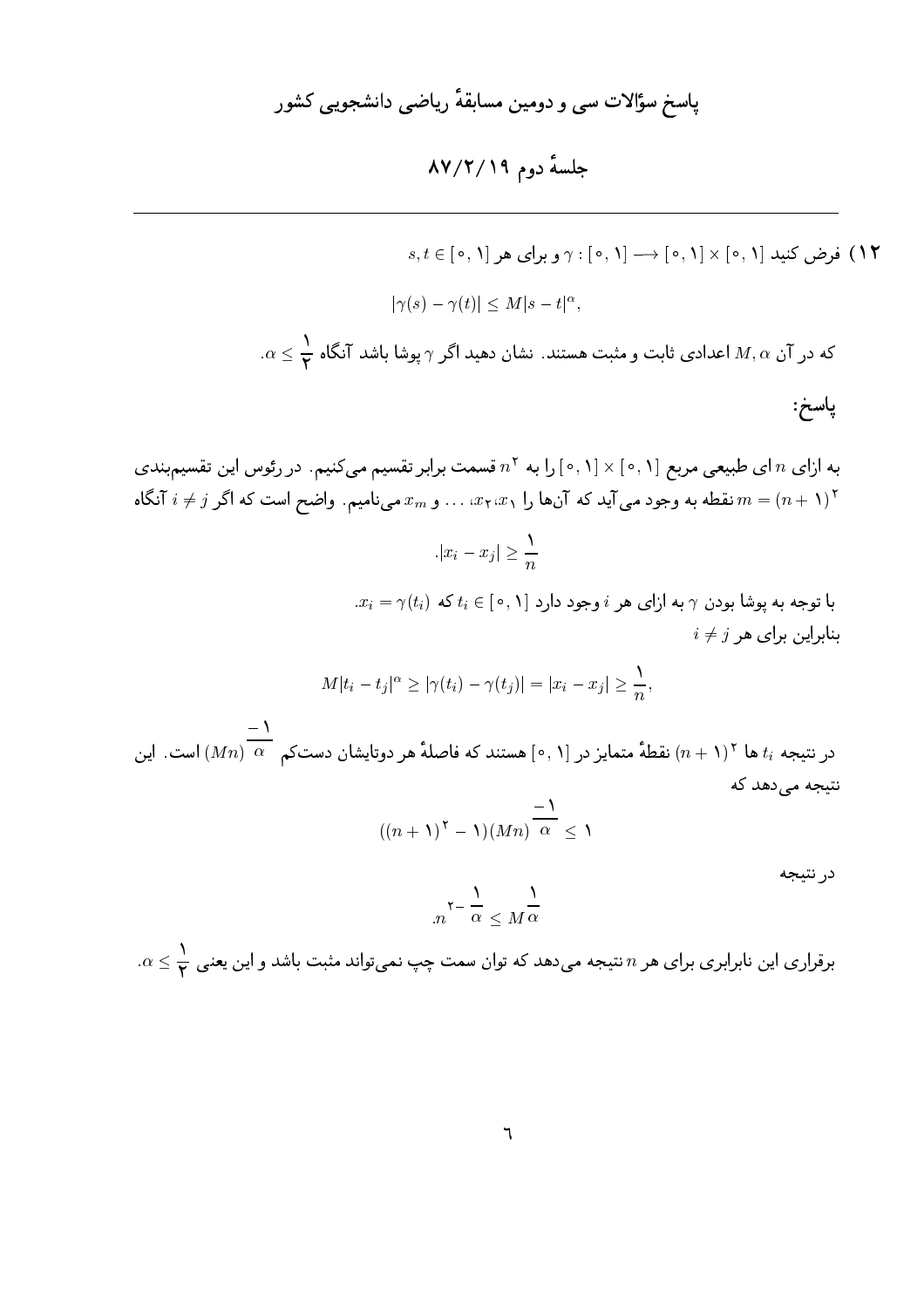# پاسخ سؤالات سی و دومین مسابقهٔ ریاضی دانشجویی کشور

## جلسهٔ دوم ۸۷/۲/۱۹

---

**۱۲)** فرض کنید $\gamma : [0,1] \longrightarrow [0,1] \times [0,1]$ و برای هر $s, t \in [0,1]$

$$|\gamma(s) - \gamma(t)| \leq M|s-t|^{\alpha},$$

که در آن $M, \alpha$ اعدادی ثابت و مثبت هستند. نشان دهید اگر $\gamma$ پوشا باشد آنگاه $\alpha \leq \frac{1}{2}$.

### پاسخ:

به ازای $n$ ای طبیعی مربع $[0,1] \times [0,1]$ را به $n^2$ قسمت برابر تقسیم می‌کنیم. در رئوس این تقسیم‌بندی $m = (n+1)^2$ نقطه به وجود می‌آید که آن‌ها را $x_1$، $x_2$، ... و $x_m$ می‌نامیم. واضح است که اگر $i \neq j$ آنگاه

$$|x_i - x_j| \geq \frac{1}{n}.$$

با توجه به پوشا بودن $\gamma$ به ازای هر $i$ وجود دارد $t_i \in [0,1]$ که $x_i = \gamma(t_i)$.
بنابراین برای هر $i \neq j$

$$M|t_i - t_j|^{\alpha} \geq |\gamma(t_i) - \gamma(t_j)| = |x_i - x_j| \geq \frac{1}{n},$$

در نتیجه $t_i$ ها $(n+1)^2$ نقطهٔ متمایز در $[0,1]$ هستند که فاصلهٔ هر دوتایشان دست‌کم $(Mn)^{\frac{-1}{\alpha}}$ است. این نتیجه می‌دهد که

$$((n+1)^2 - 1)(Mn)^{\frac{-1}{\alpha}} \leq 1$$

در نتیجه

$$n^{2 - \frac{1}{\alpha}} \leq M^{\frac{1}{\alpha}}.$$

برقراری این نابرابری برای هر $n$ نتیجه می‌دهد که توان سمت چپ نمی‌تواند مثبت باشد و این یعنی $\alpha \leq \frac{1}{2}$.